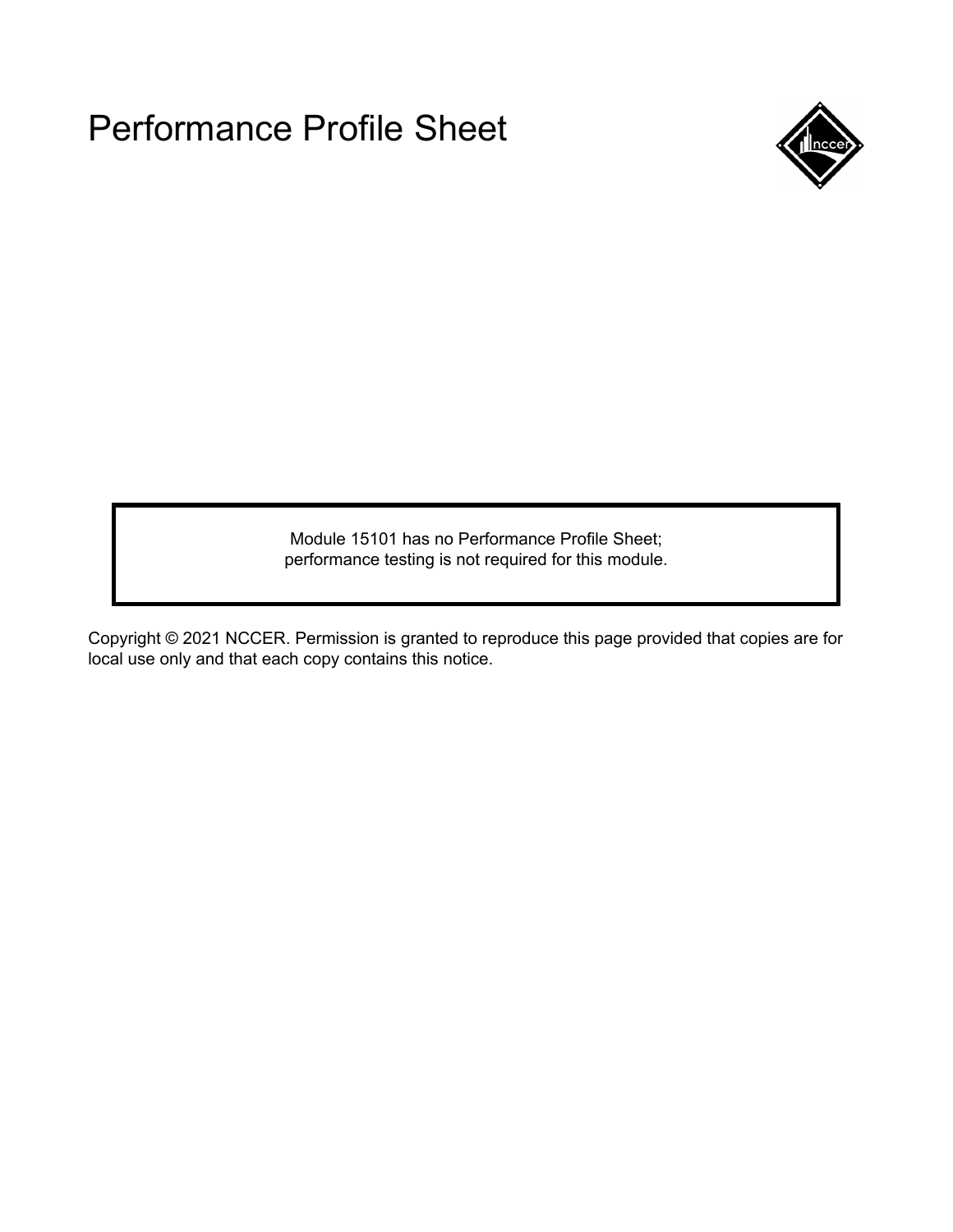# Performance Profile Sheet

Module 15101 has no Performance Profile Sheet;
performance testing is not required for this module.

Copyright © 2021 NCCER. Permission is granted to reproduce this page provided that copies are for local use only and that each copy contains this notice.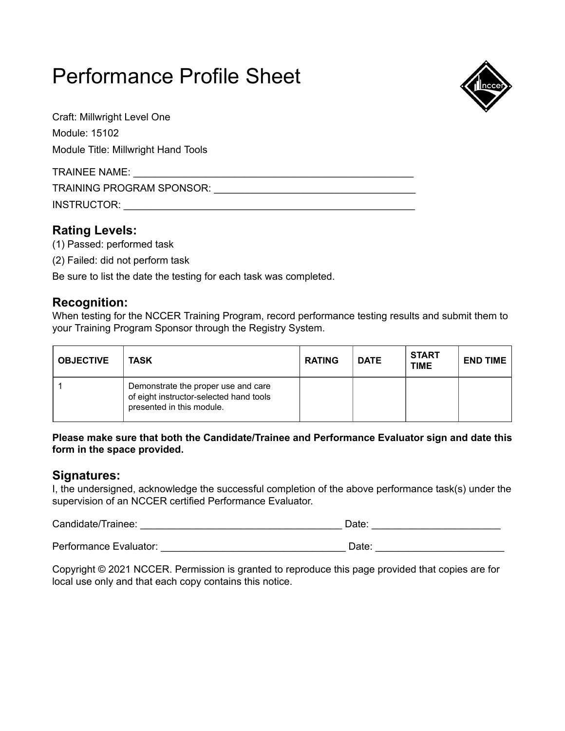# Performance Profile Sheet

Craft: Millwright Level One

Module: 15102

Module Title: Millwright Hand Tools

TRAINEE NAME: ____________________________________________________

TRAINING PROGRAM SPONSOR: ____________________________________

INSTRUCTOR: ______________________________________________________

## Rating Levels:

(1) Passed: performed task

(2) Failed: did not perform task

Be sure to list the date the testing for each task was completed.

## Recognition:

When testing for the NCCER Training Program, record performance testing results and submit them to your Training Program Sponsor through the Registry System.

| OBJECTIVE | TASK | RATING | DATE | START TIME | END TIME |
|---|---|---|---|---|---|
| 1 | Demonstrate the proper use and care of eight instructor-selected hand tools presented in this module. | | | | |

**Please make sure that both the Candidate/Trainee and Performance Evaluator sign and date this form in the space provided.**

## Signatures:

I, the undersigned, acknowledge the successful completion of the above performance task(s) under the supervision of an NCCER certified Performance Evaluator.

Candidate/Trainee: ____________________________________ Date: ______________________

Performance Evaluator: _________________________________ Date: ______________________

Copyright © 2021 NCCER. Permission is granted to reproduce this page provided that copies are for local use only and that each copy contains this notice.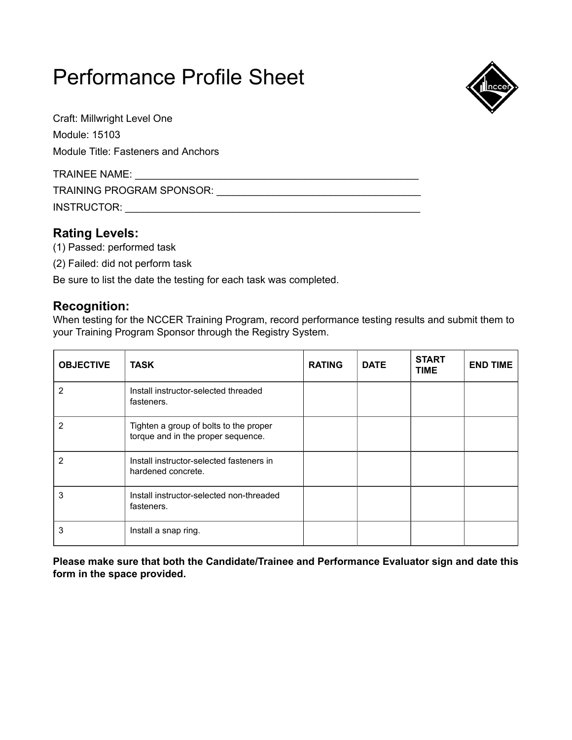# Performance Profile Sheet

Craft: Millwright Level One

Module: 15103

Module Title: Fasteners and Anchors

TRAINEE NAME: ____________________________________________________

TRAINING PROGRAM SPONSOR: _____________________________________

INSTRUCTOR: ______________________________________________________

## Rating Levels:

(1) Passed: performed task

(2) Failed: did not perform task

Be sure to list the date the testing for each task was completed.

## Recognition:

When testing for the NCCER Training Program, record performance testing results and submit them to your Training Program Sponsor through the Registry System.

| OBJECTIVE | TASK | RATING | DATE | START TIME | END TIME |
|---|---|---|---|---|---|
| 2 | Install instructor-selected threaded fasteners. | | | | |
| 2 | Tighten a group of bolts to the proper torque and in the proper sequence. | | | | |
| 2 | Install instructor-selected fasteners in hardened concrete. | | | | |
| 3 | Install instructor-selected non-threaded fasteners. | | | | |
| 3 | Install a snap ring. | | | | |

**Please make sure that both the Candidate/Trainee and Performance Evaluator sign and date this form in the space provided.**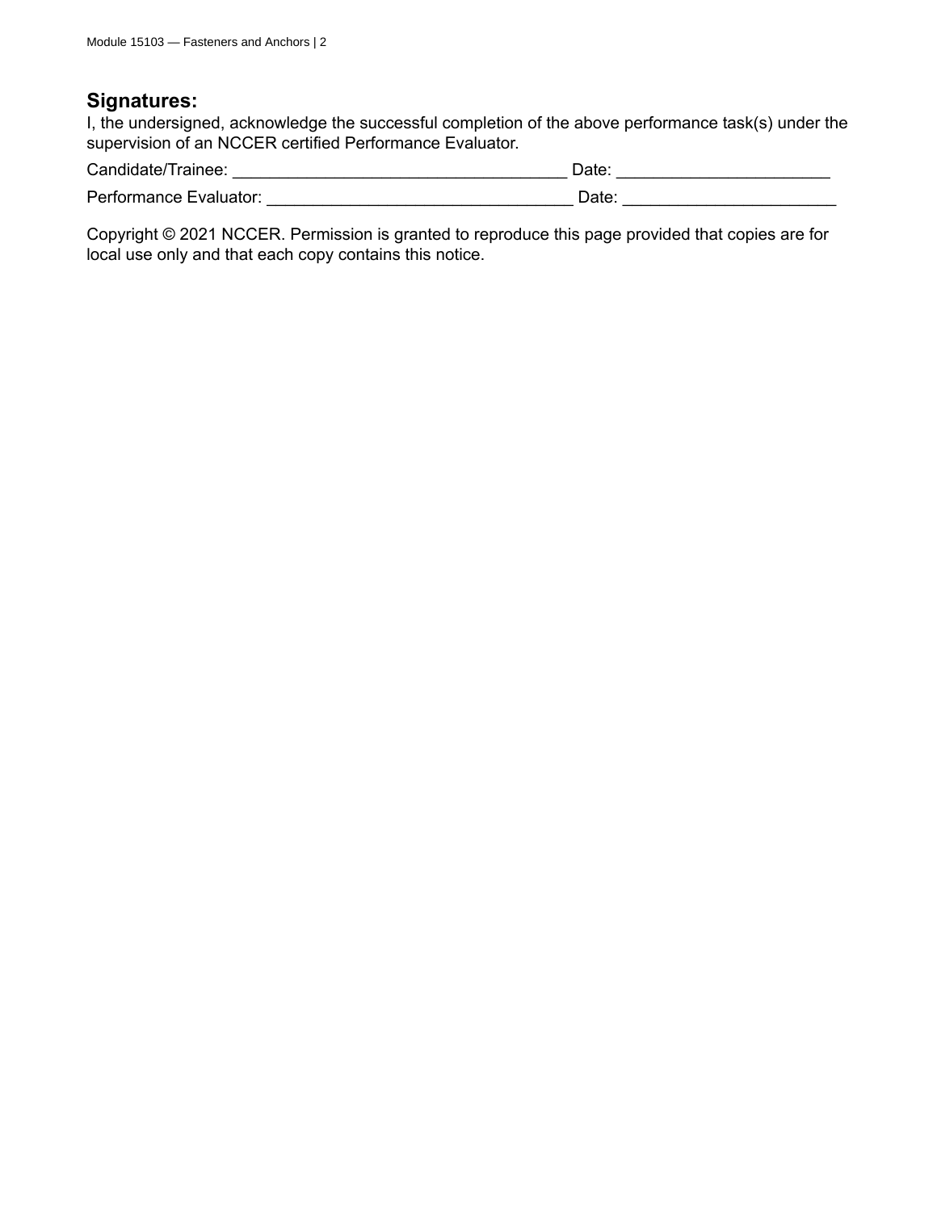## Signatures:

I, the undersigned, acknowledge the successful completion of the above performance task(s) under the supervision of an NCCER certified Performance Evaluator.

Candidate/Trainee: ____________________________________ Date: _______________________

Performance Evaluator: _________________________________ Date: _______________________

Copyright © 2021 NCCER. Permission is granted to reproduce this page provided that copies are for local use only and that each copy contains this notice.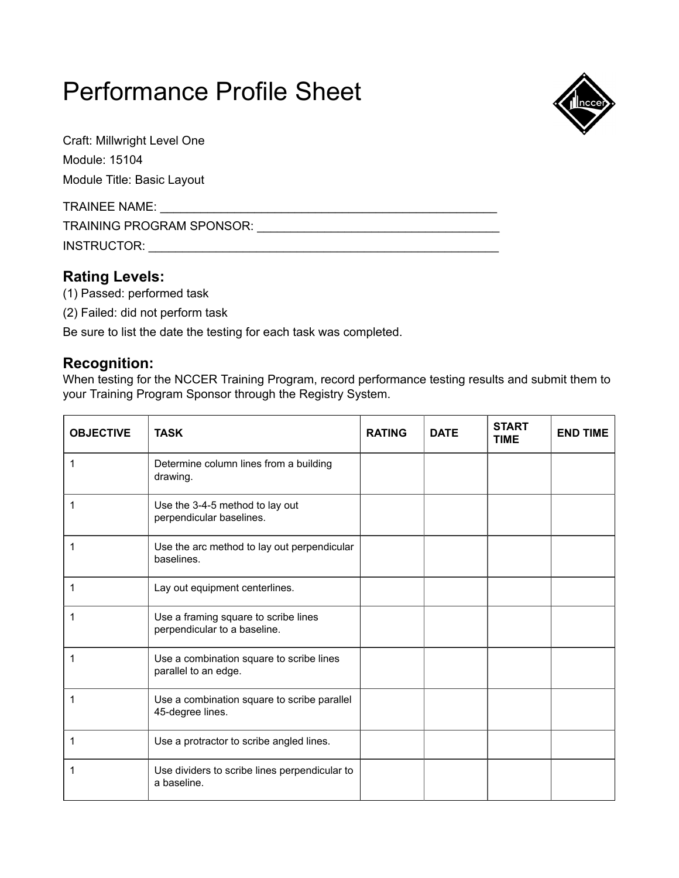# Performance Profile Sheet

Craft: Millwright Level One

Module: 15104

Module Title: Basic Layout

TRAINEE NAME: ___________________________________________________

TRAINING PROGRAM SPONSOR: _____________________________________

INSTRUCTOR: _____________________________________________________

## Rating Levels:

(1) Passed: performed task

(2) Failed: did not perform task

Be sure to list the date the testing for each task was completed.

## Recognition:

When testing for the NCCER Training Program, record performance testing results and submit them to your Training Program Sponsor through the Registry System.

| OBJECTIVE | TASK | RATING | DATE | START TIME | END TIME |
|---|---|---|---|---|---|
| 1 | Determine column lines from a building drawing. | | | | |
| 1 | Use the 3-4-5 method to lay out perpendicular baselines. | | | | |
| 1 | Use the arc method to lay out perpendicular baselines. | | | | |
| 1 | Lay out equipment centerlines. | | | | |
| 1 | Use a framing square to scribe lines perpendicular to a baseline. | | | | |
| 1 | Use a combination square to scribe lines parallel to an edge. | | | | |
| 1 | Use a combination square to scribe parallel 45-degree lines. | | | | |
| 1 | Use a protractor to scribe angled lines. | | | | |
| 1 | Use dividers to scribe lines perpendicular to a baseline. | | | | |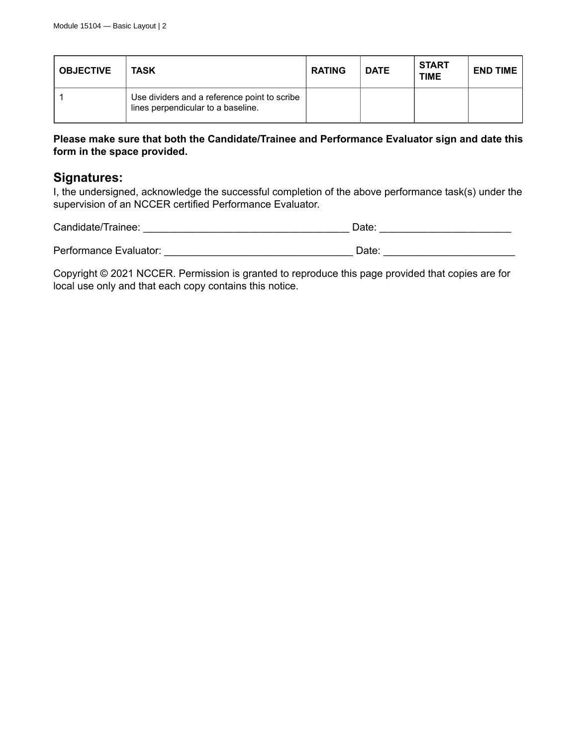| OBJECTIVE | TASK | RATING | DATE | START TIME | END TIME |
|---|---|---|---|---|---|
| 1 | Use dividers and a reference point to scribe lines perpendicular to a baseline. | | | | |

**Please make sure that both the Candidate/Trainee and Performance Evaluator sign and date this form in the space provided.**

## Signatures:

I, the undersigned, acknowledge the successful completion of the above performance task(s) under the supervision of an NCCER certified Performance Evaluator.

Candidate/Trainee: ___________________________________ Date: ______________________

Performance Evaluator: ________________________________ Date: ______________________

Copyright © 2021 NCCER. Permission is granted to reproduce this page provided that copies are for local use only and that each copy contains this notice.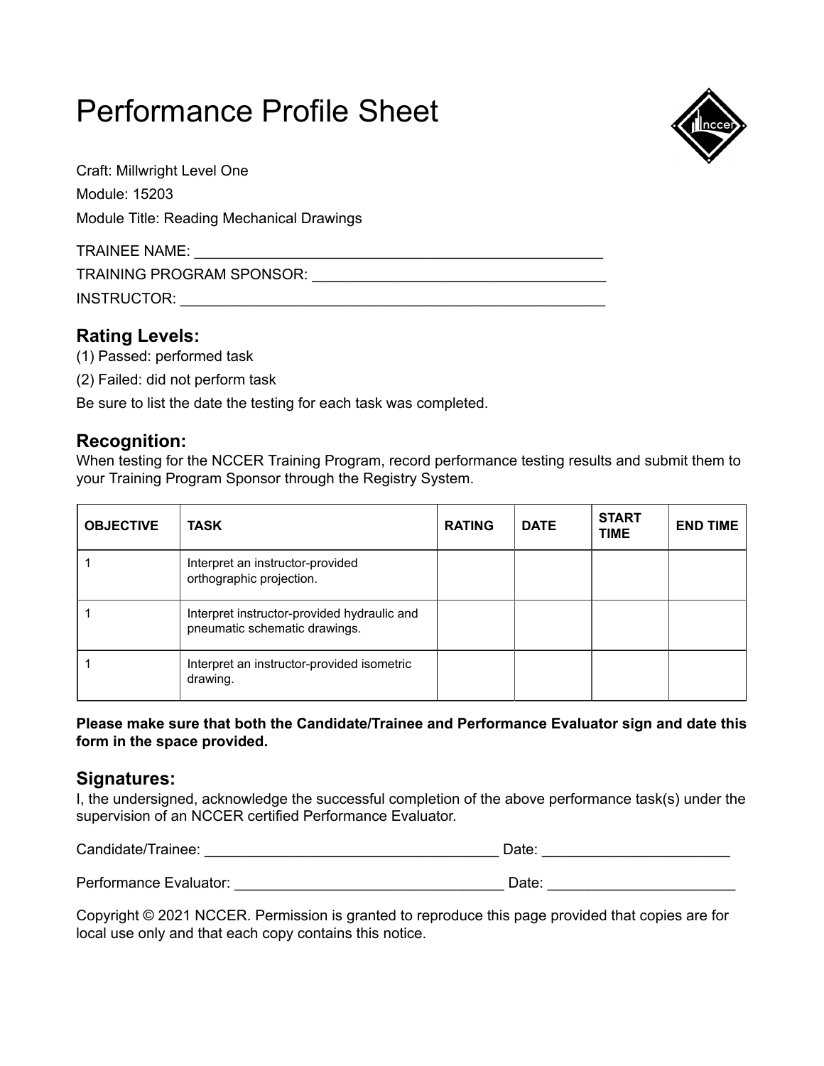# Performance Profile Sheet

Craft: Millwright Level One

Module: 15203

Module Title: Reading Mechanical Drawings

TRAINEE NAME: ___________________________________________________

TRAINING PROGRAM SPONSOR: _____________________________________

INSTRUCTOR: ______________________________________________________

## Rating Levels:

(1) Passed: performed task

(2) Failed: did not perform task

Be sure to list the date the testing for each task was completed.

## Recognition:

When testing for the NCCER Training Program, record performance testing results and submit them to your Training Program Sponsor through the Registry System.

| OBJECTIVE | TASK | RATING | DATE | START TIME | END TIME |
|---|---|---|---|---|---|
| 1 | Interpret an instructor-provided orthographic projection. | | | | |
| 1 | Interpret instructor-provided hydraulic and pneumatic schematic drawings. | | | | |
| 1 | Interpret an instructor-provided isometric drawing. | | | | |

**Please make sure that both the Candidate/Trainee and Performance Evaluator sign and date this form in the space provided.**

## Signatures:

I, the undersigned, acknowledge the successful completion of the above performance task(s) under the supervision of an NCCER certified Performance Evaluator.

Candidate/Trainee: ____________________________________ Date: ______________________

Performance Evaluator: _________________________________ Date: ______________________

Copyright © 2021 NCCER. Permission is granted to reproduce this page provided that copies are for local use only and that each copy contains this notice.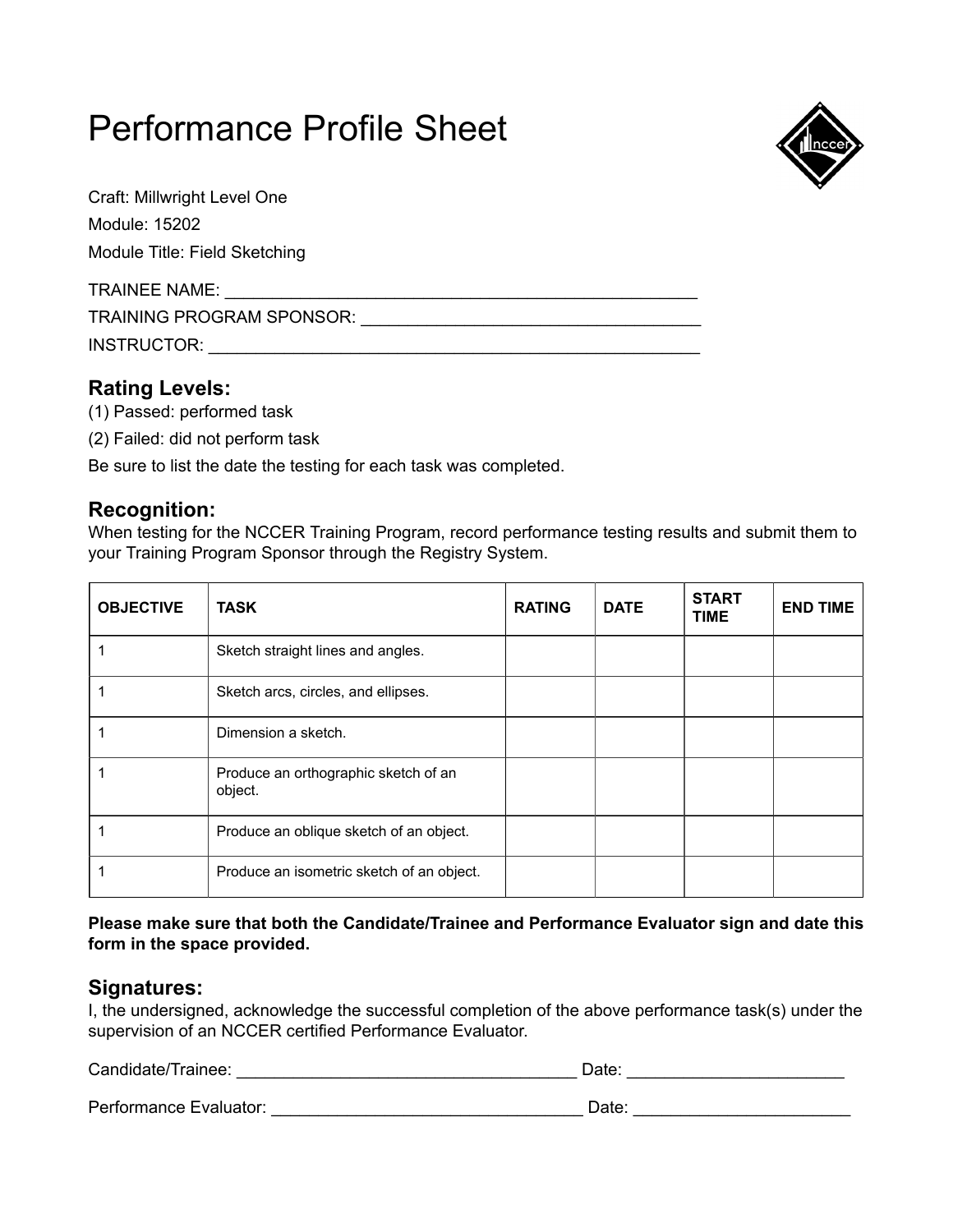# Performance Profile Sheet

Craft: Millwright Level One

Module: 15202

Module Title: Field Sketching

TRAINEE NAME: ___________________________________________________

TRAINING PROGRAM SPONSOR: ____________________________________

INSTRUCTOR: _____________________________________________________

## Rating Levels:

(1) Passed: performed task

(2) Failed: did not perform task

Be sure to list the date the testing for each task was completed.

## Recognition:

When testing for the NCCER Training Program, record performance testing results and submit them to your Training Program Sponsor through the Registry System.

| OBJECTIVE | TASK | RATING | DATE | START TIME | END TIME |
|---|---|---|---|---|---|
| 1 | Sketch straight lines and angles. | | | | |
| 1 | Sketch arcs, circles, and ellipses. | | | | |
| 1 | Dimension a sketch. | | | | |
| 1 | Produce an orthographic sketch of an object. | | | | |
| 1 | Produce an oblique sketch of an object. | | | | |
| 1 | Produce an isometric sketch of an object. | | | | |

**Please make sure that both the Candidate/Trainee and Performance Evaluator sign and date this form in the space provided.**

## Signatures:

I, the undersigned, acknowledge the successful completion of the above performance task(s) under the supervision of an NCCER certified Performance Evaluator.

Candidate/Trainee: ____________________________________ Date: ______________________

Performance Evaluator: _________________________________ Date: ______________________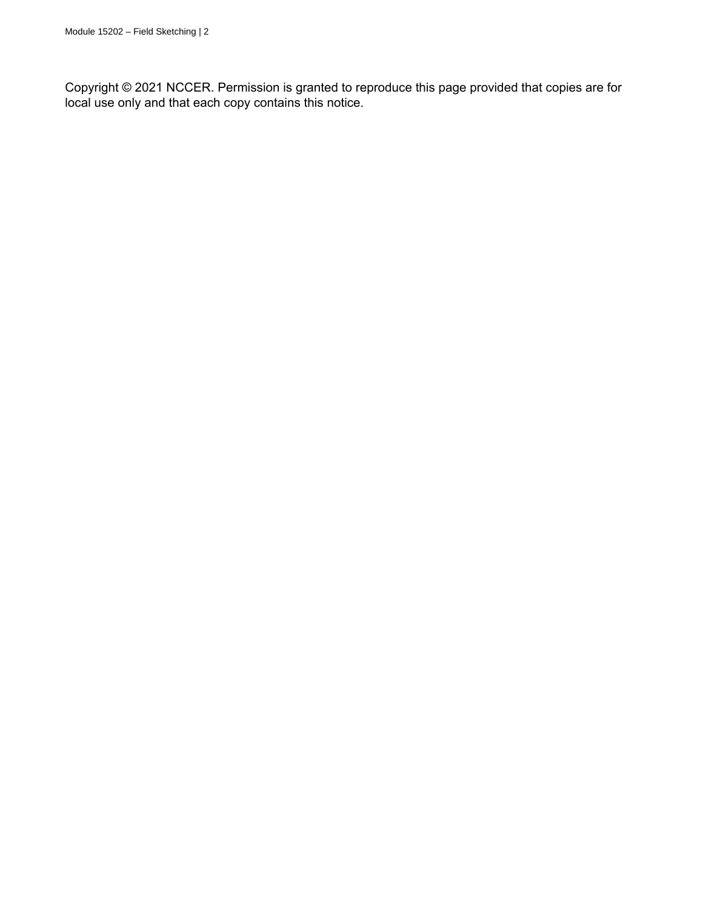Copyright © 2021 NCCER. Permission is granted to reproduce this page provided that copies are for local use only and that each copy contains this notice.